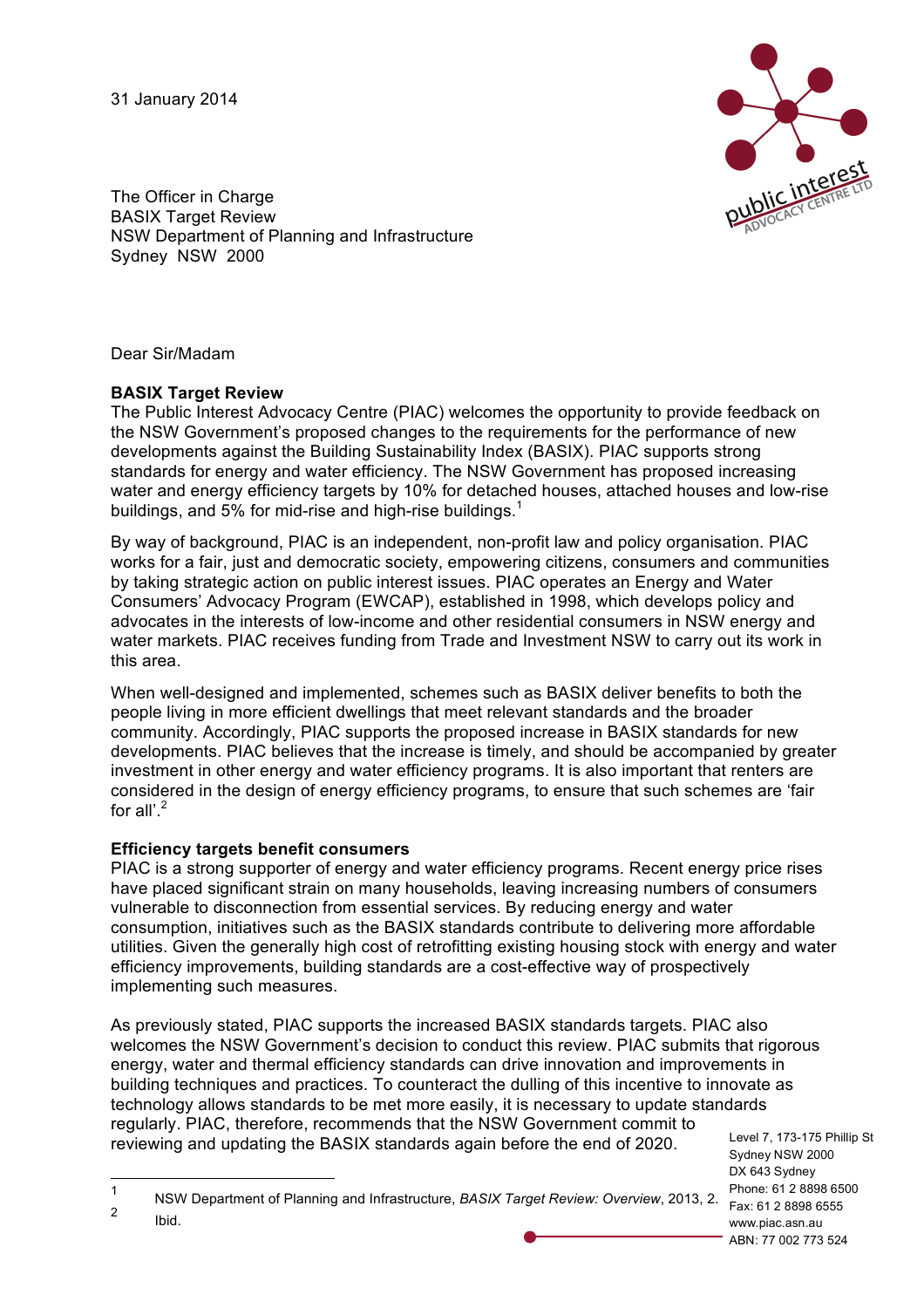31 January 2014

The Officer in Charge
BASIX Target Review
NSW Department of Planning and Infrastructure
Sydney NSW 2000

Dear Sir/Madam

**BASIX Target Review**

The Public Interest Advocacy Centre (PIAC) welcomes the opportunity to provide feedback on the NSW Government's proposed changes to the requirements for the performance of new developments against the Building Sustainability Index (BASIX). PIAC supports strong standards for energy and water efficiency. The NSW Government has proposed increasing water and energy efficiency targets by 10% for detached houses, attached houses and low-rise buildings, and 5% for mid-rise and high-rise buildings.[1]

By way of background, PIAC is an independent, non-profit law and policy organisation. PIAC works for a fair, just and democratic society, empowering citizens, consumers and communities by taking strategic action on public interest issues. PIAC operates an Energy and Water Consumers' Advocacy Program (EWCAP), established in 1998, which develops policy and advocates in the interests of low-income and other residential consumers in NSW energy and water markets. PIAC receives funding from Trade and Investment NSW to carry out its work in this area.

When well-designed and implemented, schemes such as BASIX deliver benefits to both the people living in more efficient dwellings that meet relevant standards and the broader community. Accordingly, PIAC supports the proposed increase in BASIX standards for new developments. PIAC believes that the increase is timely, and should be accompanied by greater investment in other energy and water efficiency programs. It is also important that renters are considered in the design of energy efficiency programs, to ensure that such schemes are 'fair for all'.[2]

**Efficiency targets benefit consumers**

PIAC is a strong supporter of energy and water efficiency programs. Recent energy price rises have placed significant strain on many households, leaving increasing numbers of consumers vulnerable to disconnection from essential services. By reducing energy and water consumption, initiatives such as the BASIX standards contribute to delivering more affordable utilities. Given the generally high cost of retrofitting existing housing stock with energy and water efficiency improvements, building standards are a cost-effective way of prospectively implementing such measures.

As previously stated, PIAC supports the increased BASIX standards targets. PIAC also welcomes the NSW Government's decision to conduct this review. PIAC submits that rigorous energy, water and thermal efficiency standards can drive innovation and improvements in building techniques and practices. To counteract the dulling of this incentive to innovate as technology allows standards to be met more easily, it is necessary to update standards regularly. PIAC, therefore, recommends that the NSW Government commit to reviewing and updating the BASIX standards again before the end of 2020.

[1] NSW Department of Planning and Infrastructure, *BASIX Target Review: Overview*, 2013, 2.

[2] Ibid.

Level 7, 173-175 Phillip St
Sydney NSW 2000
DX 643 Sydney
Phone: 61 2 8898 6500
Fax: 61 2 8898 6555
www.piac.asn.au
ABN: 77 002 773 524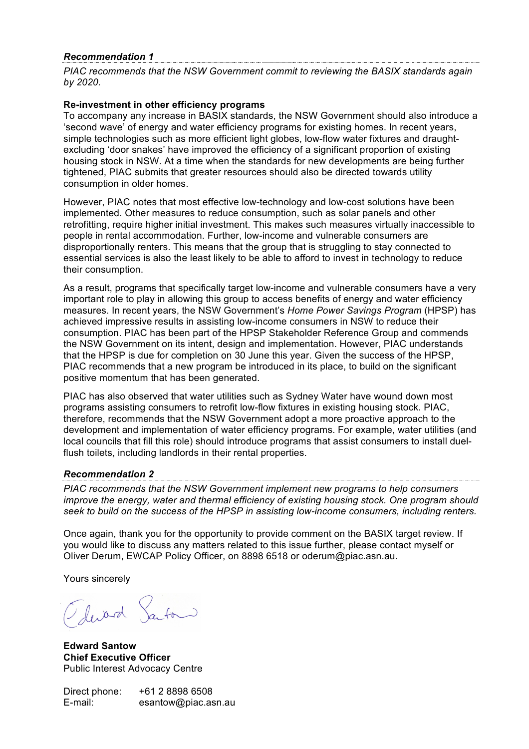***Recommendation 1***

*PIAC recommends that the NSW Government commit to reviewing the BASIX standards again by 2020.*

**Re-investment in other efficiency programs**

To accompany any increase in BASIX standards, the NSW Government should also introduce a 'second wave' of energy and water efficiency programs for existing homes. In recent years, simple technologies such as more efficient light globes, low-flow water fixtures and draught-excluding 'door snakes' have improved the efficiency of a significant proportion of existing housing stock in NSW. At a time when the standards for new developments are being further tightened, PIAC submits that greater resources should also be directed towards utility consumption in older homes.

However, PIAC notes that most effective low-technology and low-cost solutions have been implemented. Other measures to reduce consumption, such as solar panels and other retrofitting, require higher initial investment. This makes such measures virtually inaccessible to people in rental accommodation. Further, low-income and vulnerable consumers are disproportionally renters. This means that the group that is struggling to stay connected to essential services is also the least likely to be able to afford to invest in technology to reduce their consumption.

As a result, programs that specifically target low-income and vulnerable consumers have a very important role to play in allowing this group to access benefits of energy and water efficiency measures. In recent years, the NSW Government's *Home Power Savings Program* (HPSP) has achieved impressive results in assisting low-income consumers in NSW to reduce their consumption. PIAC has been part of the HPSP Stakeholder Reference Group and commends the NSW Government on its intent, design and implementation. However, PIAC understands that the HPSP is due for completion on 30 June this year. Given the success of the HPSP, PIAC recommends that a new program be introduced in its place, to build on the significant positive momentum that has been generated.

PIAC has also observed that water utilities such as Sydney Water have wound down most programs assisting consumers to retrofit low-flow fixtures in existing housing stock. PIAC, therefore, recommends that the NSW Government adopt a more proactive approach to the development and implementation of water efficiency programs. For example, water utilities (and local councils that fill this role) should introduce programs that assist consumers to install duel-flush toilets, including landlords in their rental properties.

***Recommendation 2***

*PIAC recommends that the NSW Government implement new programs to help consumers improve the energy, water and thermal efficiency of existing housing stock. One program should seek to build on the success of the HPSP in assisting low-income consumers, including renters.*

Once again, thank you for the opportunity to provide comment on the BASIX target review. If you would like to discuss any matters related to this issue further, please contact myself or Oliver Derum, EWCAP Policy Officer, on 8898 6518 or oderum@piac.asn.au.

Yours sincerely

Edward Santow

**Edward Santow**
**Chief Executive Officer**
Public Interest Advocacy Centre

Direct phone: +61 2 8898 6508
E-mail: esantow@piac.asn.au